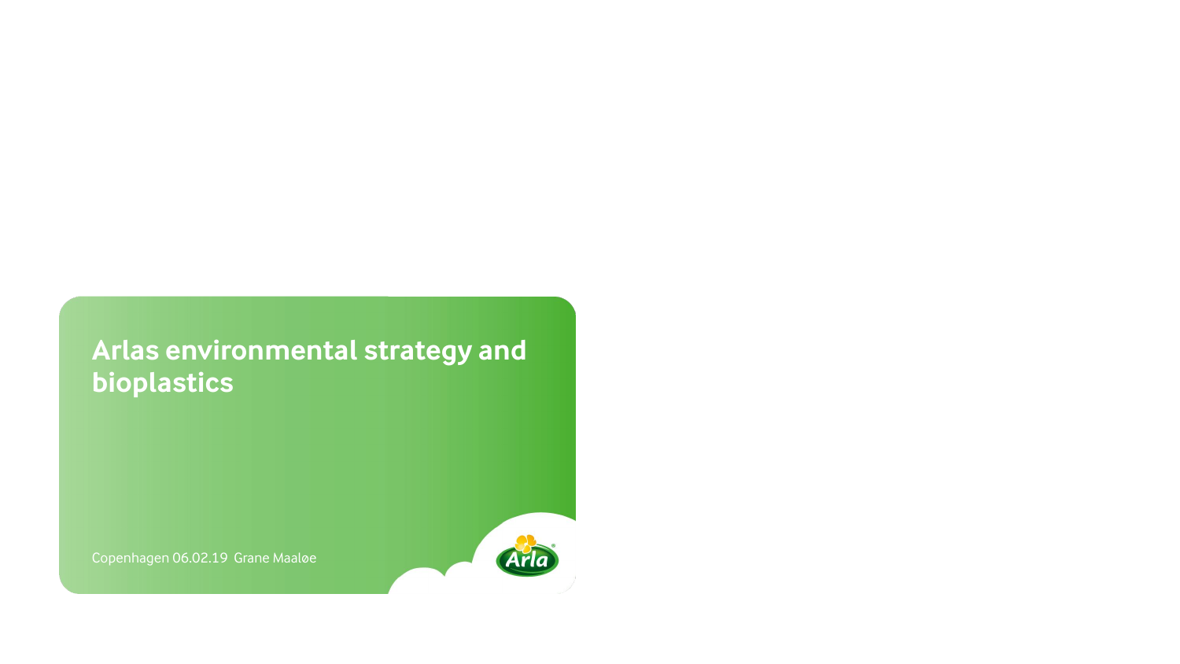# Arlas environmental strategy and bioplastics

Copenhagen 06.02.19 Grane Maaløe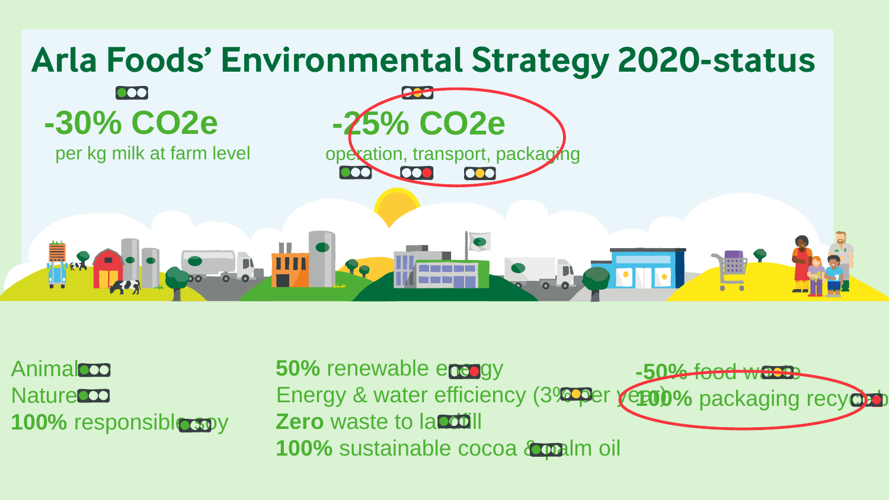# Arla Foods' Environmental Strategy 2020-status

**-30% $CO_2e$**
per kg milk at farm level

**-25% $CO_2e$**
operation, transport, packaging

Animal
Nature
**100%** responsible soy

**50%** renewable energy
Energy & water efficiency (3% per year)
**Zero** waste to landfill
**100%** sustainable cocoa & palm oil

**-50%** food waste
**100%** packaging recyclable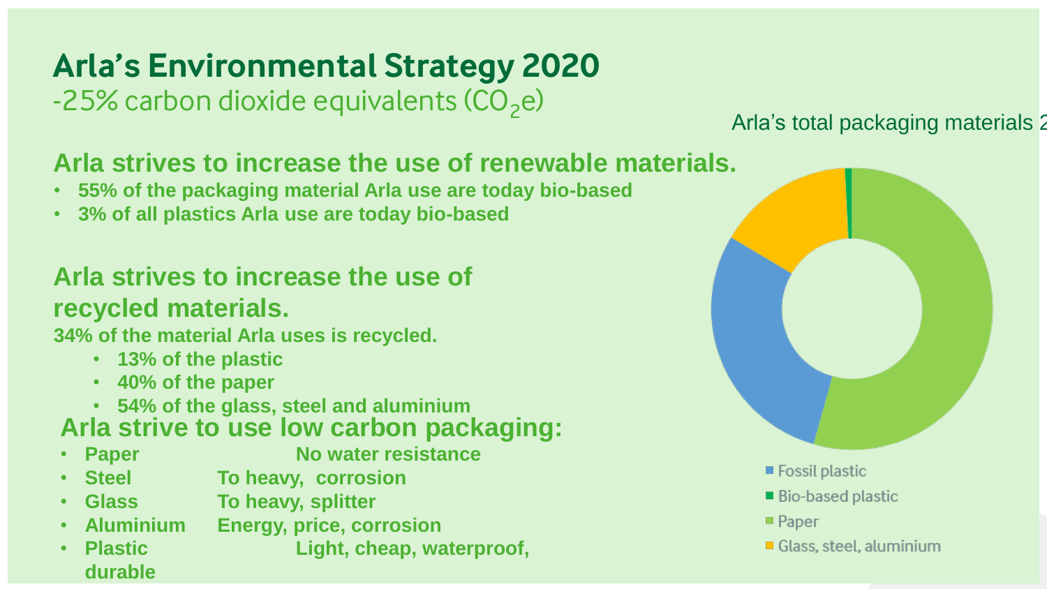# Arla's Environmental Strategy 2020

-25% carbon dioxide equivalents ($CO_2e$)

Arla's total packaging materials 2

## Arla strives to increase the use of renewable materials.

- **55% of the packaging material Arla use are today bio-based**
- **3% of all plastics Arla use are today bio-based**

## Arla strives to increase the use of recycled materials.

**34% of the material Arla uses is recycled.**

- **13% of the plastic**
- **40% of the paper**
- **54% of the glass, steel and aluminium**

## Arla strive to use low carbon packaging:

- **Paper** — **No water resistance**
- **Steel** — **To heavy, corrosion**
- **Glass** — **To heavy, splitter**
- **Aluminium** — **Energy, price, corrosion**
- **Plastic** — **Light, cheap, waterproof, durable**

- Fossil plastic
- Bio-based plastic
- Paper
- Glass, steel, aluminium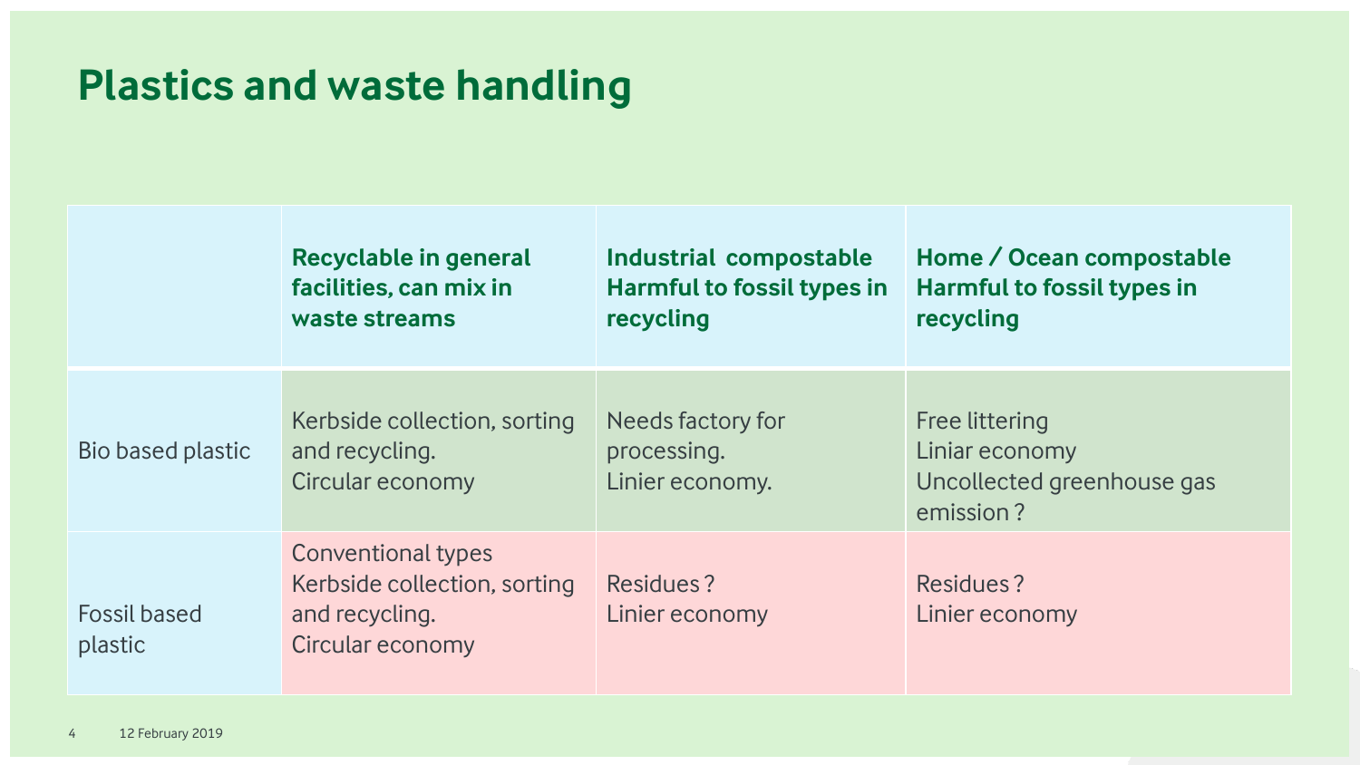# Plastics and waste handling

| | Recyclable in general facilities, can mix in waste streams | Industrial compostable Harmful to fossil types in recycling | Home / Ocean compostable Harmful to fossil types in recycling |
|---|---|---|---|
| Bio based plastic | Kerbside collection, sorting and recycling.<br>Circular economy | Needs factory for processing.<br>Linier economy. | Free littering<br>Liniar economy<br>Uncollected greenhouse gas emission ? |
| Fossil based plastic | Conventional types<br>Kerbside collection, sorting and recycling.<br>Circular economy | Residues ?<br>Linier economy | Residues ?<br>Linier economy |

12 February 2019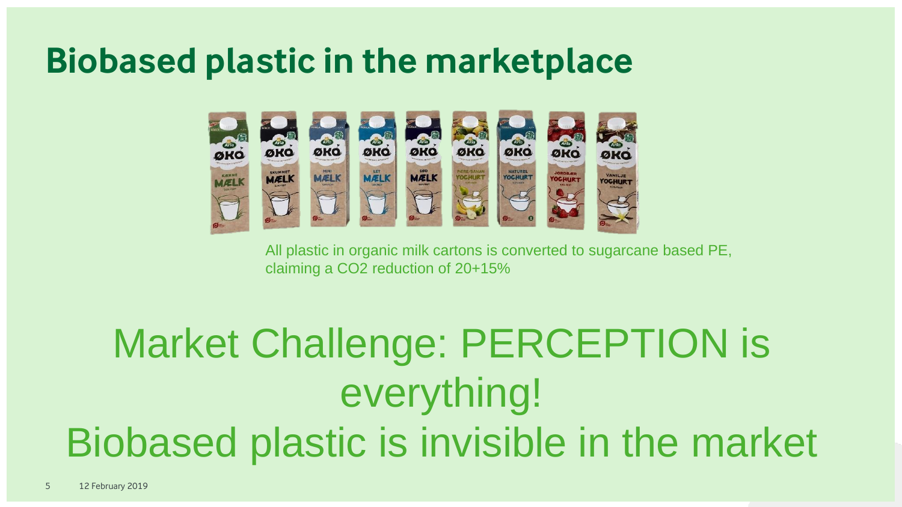# Biobased plastic in the marketplace

All plastic in organic milk cartons is converted to sugarcane based PE, claiming a $CO_2$ reduction of 20+15%

Market Challenge: PERCEPTION is everything!

Biobased plastic is invisible in the market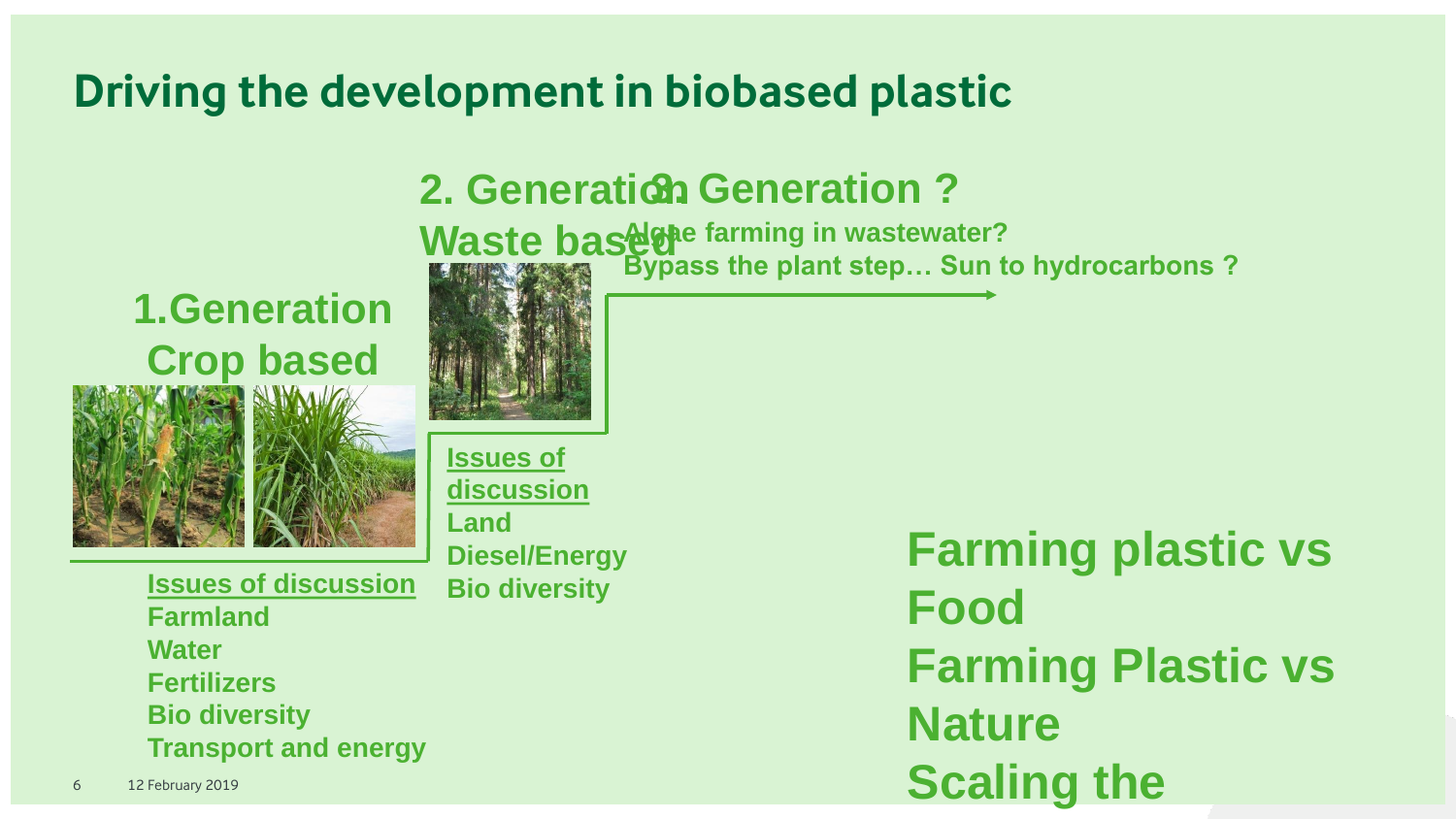# Driving the development in biobased plastic

## 1.Generation Crop based

**Issues of discussion**

- Farmland
- Water
- Fertilizers
- Bio diversity
- Transport and energy

## 2. Generation Waste based

**Issues of discussion**

- Land
- Diesel/Energy
- Bio diversity

## 3. Generation ?

**Algae farming in wastewater?**

**Bypass the plant step… Sun to hydrocarbons ?**

**Farming plastic vs Food**

**Farming Plastic vs Nature**

**Scaling the**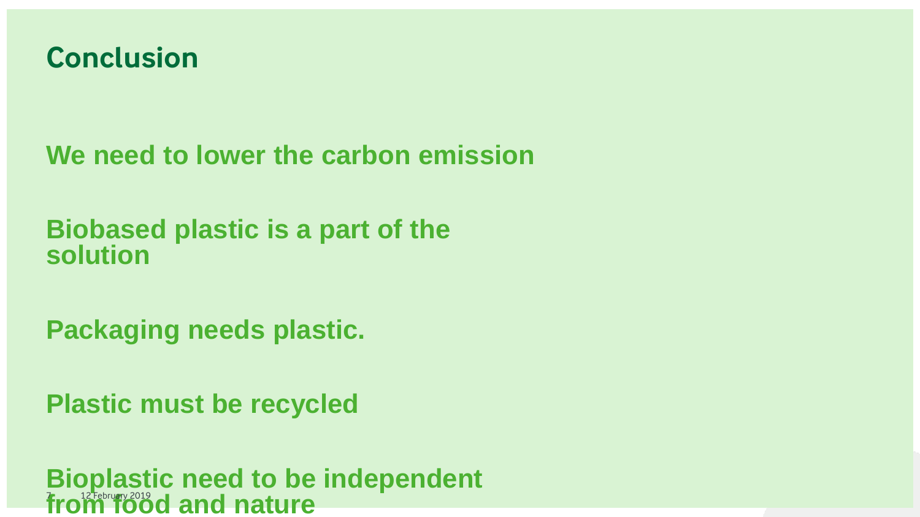# Conclusion

**We need to lower the carbon emission**

**Biobased plastic is a part of the solution**

**Packaging needs plastic.**

**Plastic must be recycled**

**Bioplastic need to be independent from food and nature**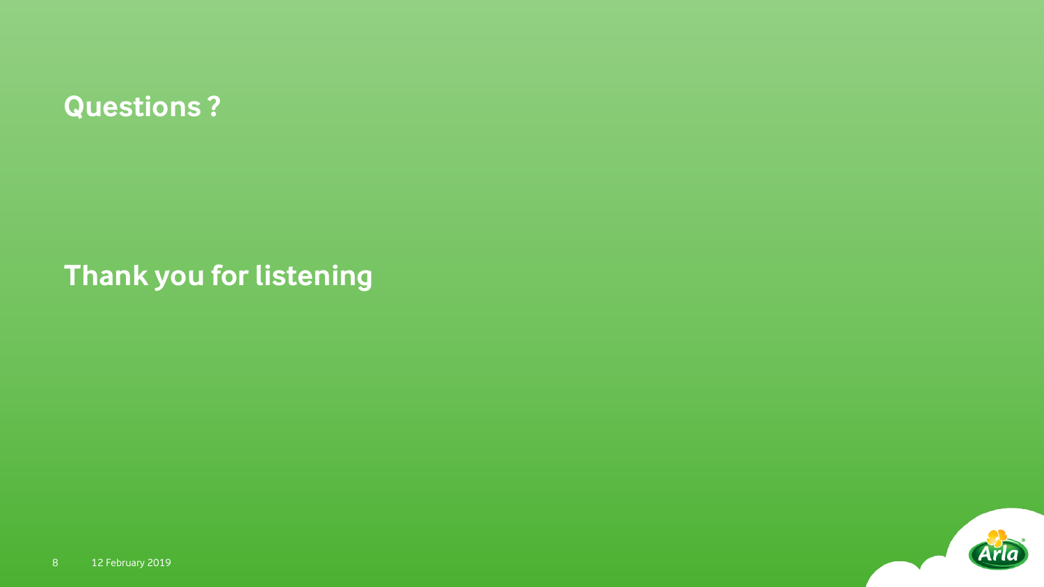## Questions ?

## Thank you for listening